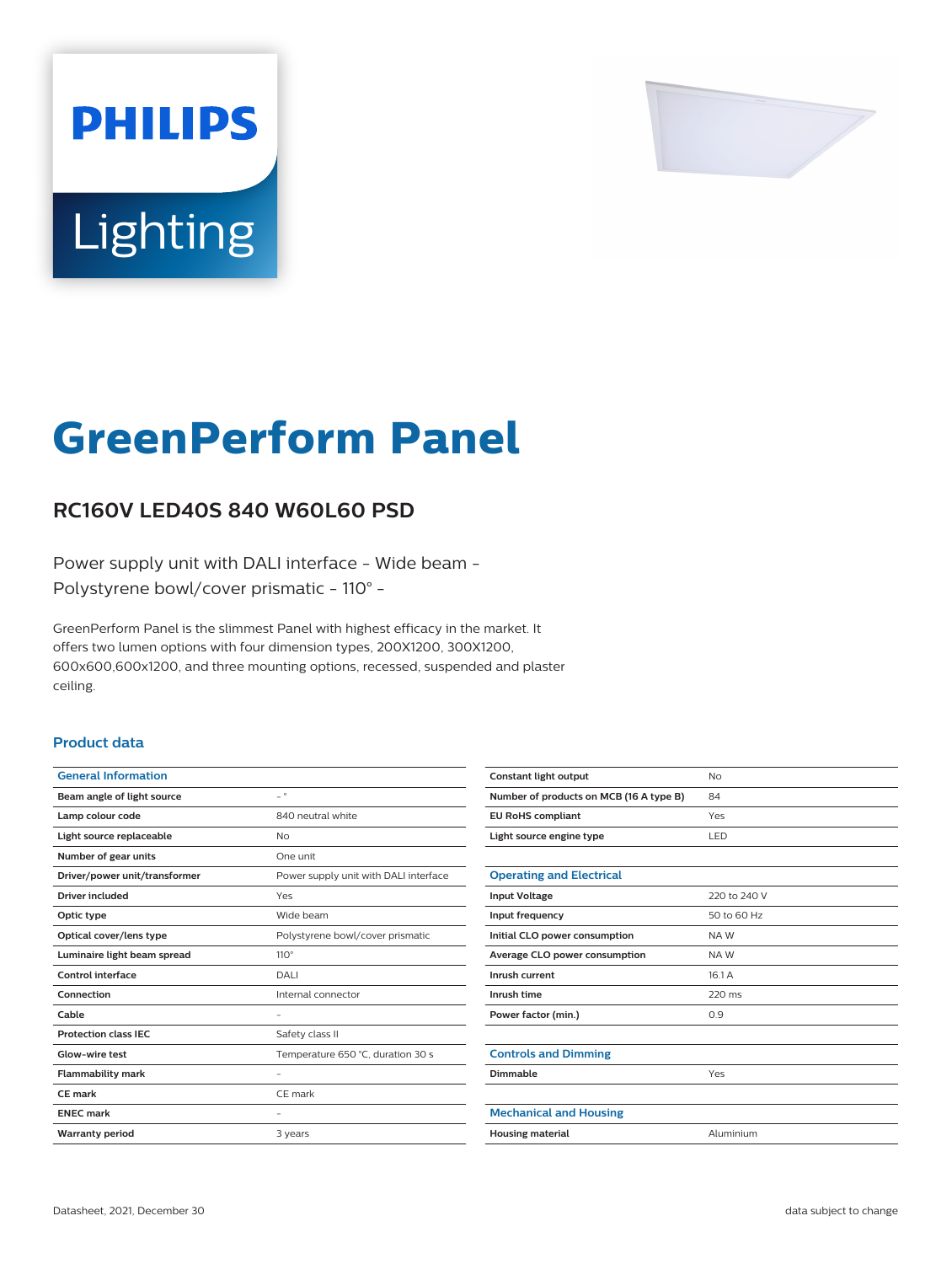PHILIPS

Lighting

# GreenPerform Panel

## RC160V LED40S 840 W60L60 PSD

Power supply unit with DALI interface - Wide beam - Polystyrene bowl/cover prismatic - 110° -

GreenPerform Panel is the slimmest Panel with highest efficacy in the market. It offers two lumen options with four dimension types, 200X1200, 300X1200, 600x600,600x1200, and three mounting options, recessed, suspended and plaster ceiling.

### Product data

| General Information | |
|---|---|
| Beam angle of light source | - ° |
| Lamp colour code | 840 neutral white |
| Light source replaceable | No |
| Number of gear units | One unit |
| Driver/power unit/transformer | Power supply unit with DALI interface |
| Driver included | Yes |
| Optic type | Wide beam |
| Optical cover/lens type | Polystyrene bowl/cover prismatic |
| Luminaire light beam spread | 110° |
| Control interface | DALI |
| Connection | Internal connector |
| Cable | - |
| Protection class IEC | Safety class II |
| Glow-wire test | Temperature 650 °C, duration 30 s |
| Flammability mark | - |
| CE mark | CE mark |
| ENEC mark | - |
| Warranty period | 3 years |
| Constant light output | No |
| Number of products on MCB (16 A type B) | 84 |
| EU RoHS compliant | Yes |
| Light source engine type | LED |

| Operating and Electrical | |
|---|---|
| Input Voltage | 220 to 240 V |
| Input frequency | 50 to 60 Hz |
| Initial CLO power consumption | NA W |
| Average CLO power consumption | NA W |
| Inrush current | 16.1 A |
| Inrush time | 220 ms |
| Power factor (min.) | 0.9 |

| Controls and Dimming | |
|---|---|
| Dimmable | Yes |

| Mechanical and Housing | |
|---|---|
| Housing material | Aluminium |

Datasheet, 2021, December 30 data subject to change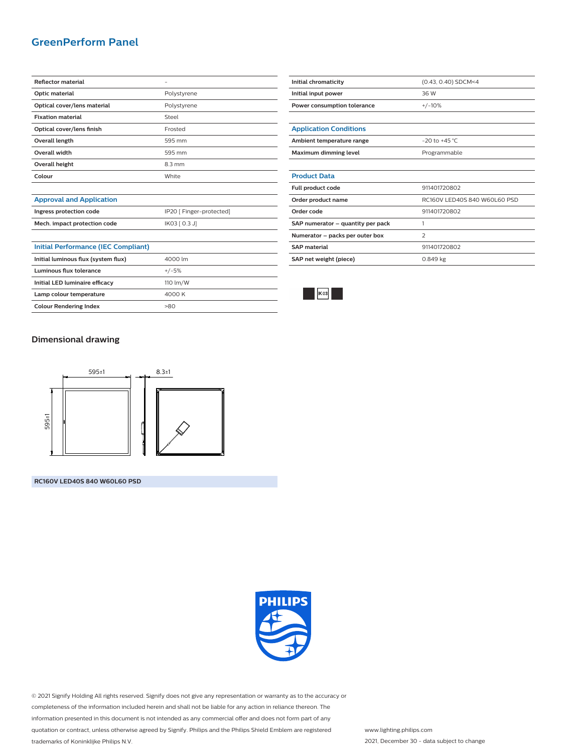## GreenPerform Panel

| | |
|---|---|
| Reflector material | - |
| Optic material | Polystyrene |
| Optical cover/lens material | Polystyrene |
| Fixation material | Steel |
| Optical cover/lens finish | Frosted |
| Overall length | 595 mm |
| Overall width | 595 mm |
| Overall height | 8.3 mm |
| Colour | White |

### Approval and Application

| | |
|---|---|
| Ingress protection code | IP20 [ Finger-protected] |
| Mech. impact protection code | IK03 [ 0.3 J] |

### Initial Performance (IEC Compliant)

| | |
|---|---|
| Initial luminous flux (system flux) | 4000 lm |
| Luminous flux tolerance | +/-5% |
| Initial LED luminaire efficacy | 110 lm/W |
| Lamp colour temperature | 4000 K |
| Colour Rendering Index | >80 |

| | |
|---|---|
| Initial chromaticity | (0.43, 0.40) SDCM<4 |
| Initial input power | 36 W |
| Power consumption tolerance | +/-10% |

### Application Conditions

| | |
|---|---|
| Ambient temperature range | -20 to +45 °C |
| Maximum dimming level | Programmable |

### Product Data

| | |
|---|---|
| Full product code | 911401720802 |
| Order product name | RC160V LED40S 840 W60L60 PSD |
| Order code | 911401720802 |
| SAP numerator – quantity per pack | 1 |
| Numerator – packs per outer box | 2 |
| SAP material | 911401720802 |
| SAP net weight (piece) | 0.849 kg |

IK03

## Dimensional drawing

595±1

8.3±1

595±1

**RC160V LED40S 840 W60L60 PSD**

© 2021 Signify Holding All rights reserved. Signify does not give any representation or warranty as to the accuracy or completeness of the information included herein and shall not be liable for any action in reliance thereon. The information presented in this document is not intended as any commercial offer and does not form part of any quotation or contract, unless otherwise agreed by Signify. Philips and the Philips Shield Emblem are registered trademarks of Koninklijke Philips N.V.

www.lighting.philips.com

2021, December 30 - data subject to change